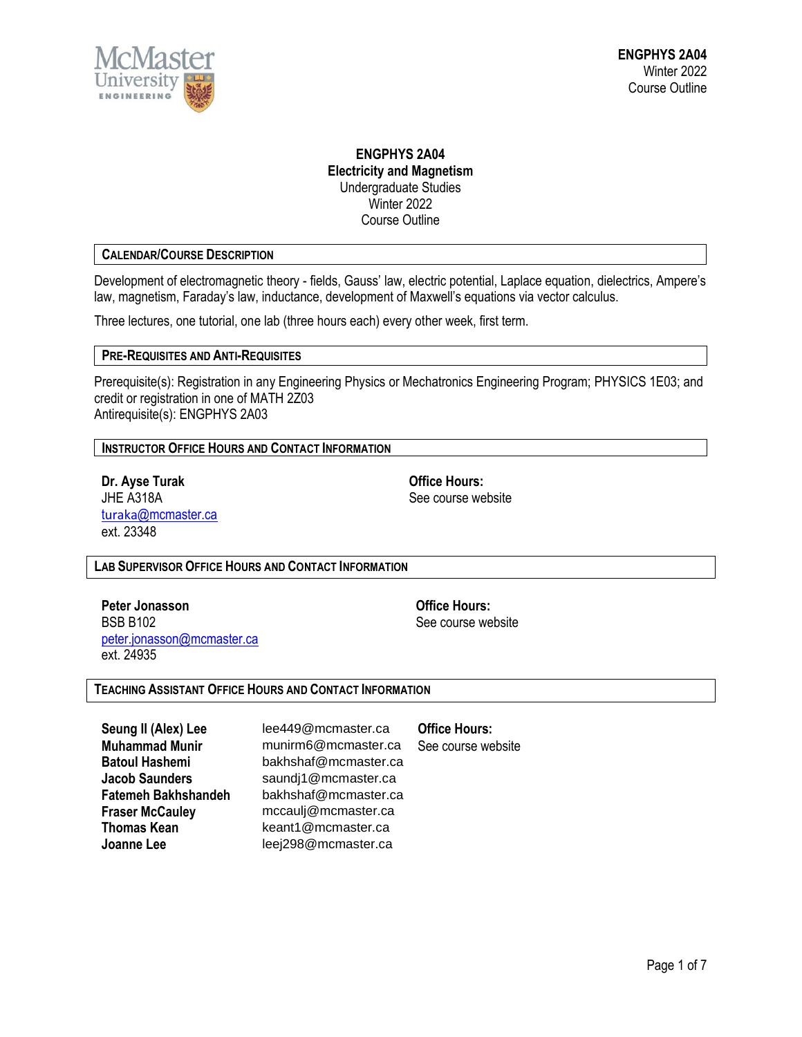# ENGPHYS 2A04
## Electricity and Magnetism
Undergraduate Studies
Winter 2022
Course Outline

## CALENDAR/COURSE DESCRIPTION

Development of electromagnetic theory - fields, Gauss' law, electric potential, Laplace equation, dielectrics, Ampere's law, magnetism, Faraday's law, inductance, development of Maxwell's equations via vector calculus.

Three lectures, one tutorial, one lab (three hours each) every other week, first term.

## PRE-REQUISITES AND ANTI-REQUISITES

Prerequisite(s): Registration in any Engineering Physics or Mechatronics Engineering Program; PHYSICS 1E03; and credit or registration in one of MATH 2Z03
Antirequisite(s): ENGPHYS 2A03

## INSTRUCTOR OFFICE HOURS AND CONTACT INFORMATION

**Dr. Ayse Turak**
JHE A318A
turaka@mcmaster.ca
ext. 23348

**Office Hours:**
See course website

## LAB SUPERVISOR OFFICE HOURS AND CONTACT INFORMATION

**Peter Jonasson**
BSB B102
peter.jonasson@mcmaster.ca
ext. 24935

**Office Hours:**
See course website

## TEACHING ASSISTANT OFFICE HOURS AND CONTACT INFORMATION

| Name | Email |
|---|---|
| **Seung Il (Alex) Lee** | lee449@mcmaster.ca |
| **Muhammad Munir** | munirm6@mcmaster.ca |
| **Batoul Hashemi** | bakhshaf@mcmaster.ca |
| **Jacob Saunders** | saundj1@mcmaster.ca |
| **Fatemeh Bakhshandeh** | bakhshaf@mcmaster.ca |
| **Fraser McCauley** | mccaulj@mcmaster.ca |
| **Thomas Kean** | keant1@mcmaster.ca |
| **Joanne Lee** | leej298@mcmaster.ca |

**Office Hours:**
See course website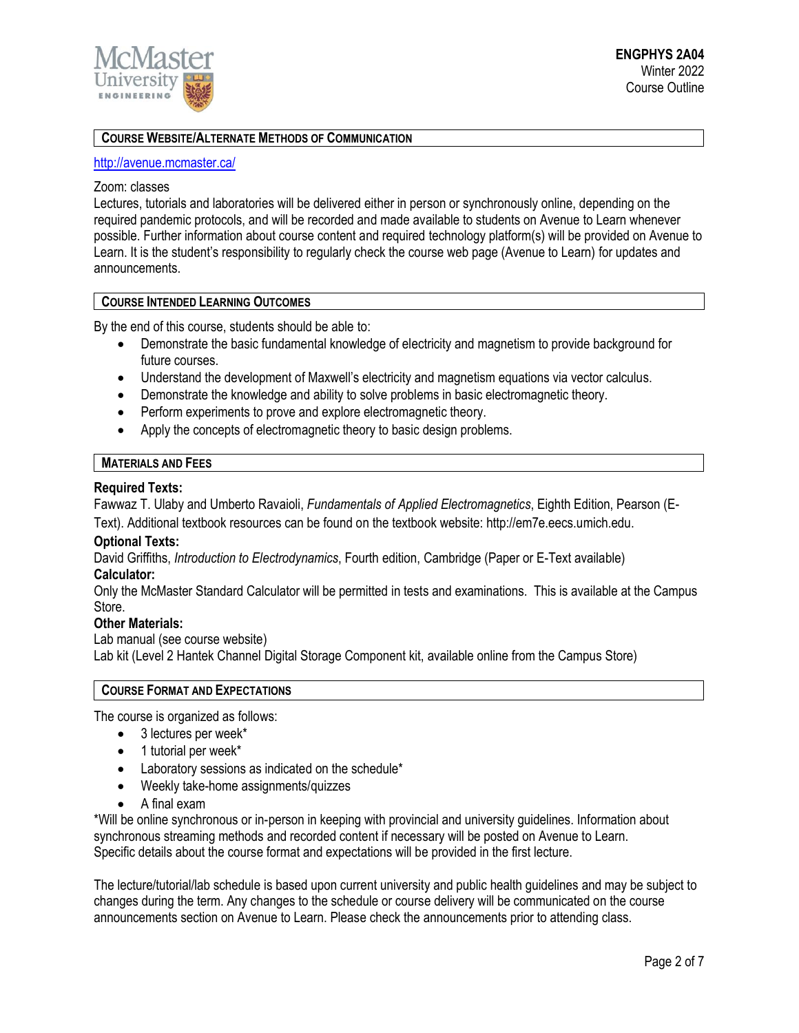## Course Website/Alternate Methods of Communication

http://avenue.mcmaster.ca/

Zoom: classes
Lectures, tutorials and laboratories will be delivered either in person or synchronously online, depending on the required pandemic protocols, and will be recorded and made available to students on Avenue to Learn whenever possible. Further information about course content and required technology platform(s) will be provided on Avenue to Learn. It is the student's responsibility to regularly check the course web page (Avenue to Learn) for updates and announcements.

## Course Intended Learning Outcomes

By the end of this course, students should be able to:

- Demonstrate the basic fundamental knowledge of electricity and magnetism to provide background for future courses.
- Understand the development of Maxwell's electricity and magnetism equations via vector calculus.
- Demonstrate the knowledge and ability to solve problems in basic electromagnetic theory.
- Perform experiments to prove and explore electromagnetic theory.
- Apply the concepts of electromagnetic theory to basic design problems.

## Materials and Fees

**Required Texts:**
Fawwaz T. Ulaby and Umberto Ravaioli, *Fundamentals of Applied Electromagnetics*, Eighth Edition, Pearson (E-Text). Additional textbook resources can be found on the textbook website: http://em7e.eecs.umich.edu.

**Optional Texts:**
David Griffiths, *Introduction to Electrodynamics*, Fourth edition, Cambridge (Paper or E-Text available)

**Calculator:**
Only the McMaster Standard Calculator will be permitted in tests and examinations. This is available at the Campus Store.

**Other Materials:**
Lab manual (see course website)
Lab kit (Level 2 Hantek Channel Digital Storage Component kit, available online from the Campus Store)

## Course Format and Expectations

The course is organized as follows:

- 3 lectures per week*
- 1 tutorial per week*
- Laboratory sessions as indicated on the schedule*
- Weekly take-home assignments/quizzes
- A final exam

*Will be online synchronous or in-person in keeping with provincial and university guidelines. Information about synchronous streaming methods and recorded content if necessary will be posted on Avenue to Learn. Specific details about the course format and expectations will be provided in the first lecture.

The lecture/tutorial/lab schedule is based upon current university and public health guidelines and may be subject to changes during the term. Any changes to the schedule or course delivery will be communicated on the course announcements section on Avenue to Learn. Please check the announcements prior to attending class.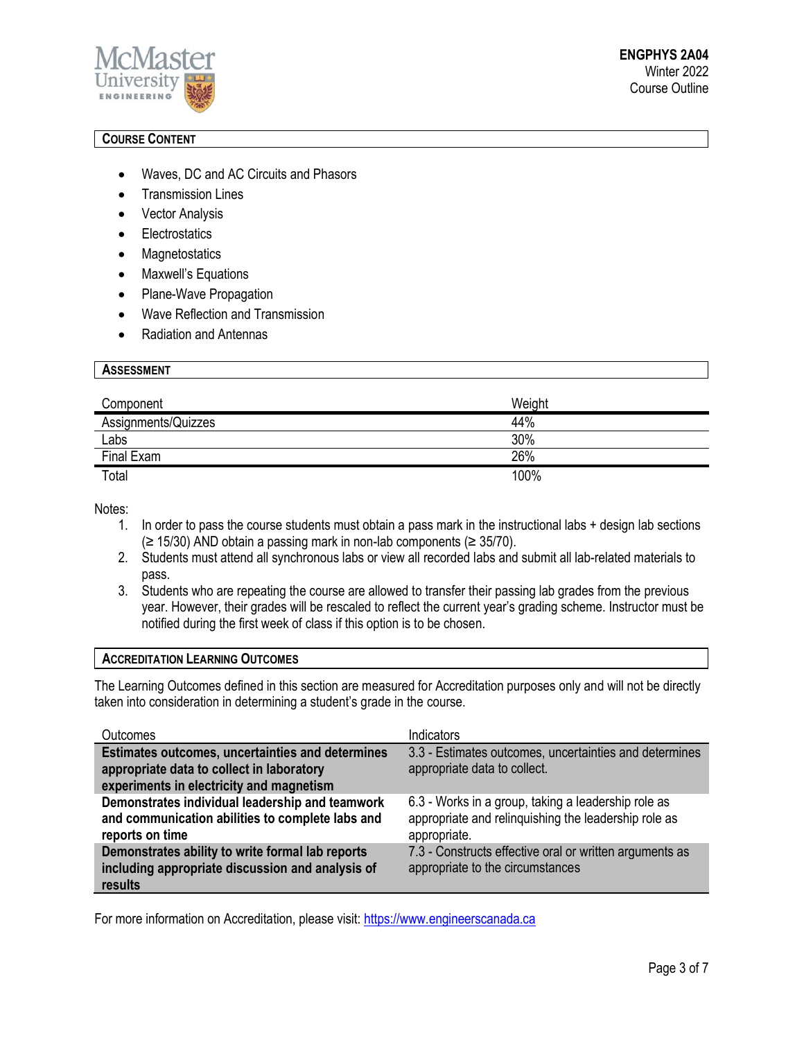## Course Content

- Waves, DC and AC Circuits and Phasors
- Transmission Lines
- Vector Analysis
- Electrostatics
- Magnetostatics
- Maxwell's Equations
- Plane-Wave Propagation
- Wave Reflection and Transmission
- Radiation and Antennas

## Assessment

| Component | Weight |
|---|---|
| Assignments/Quizzes | 44% |
| Labs | 30% |
| Final Exam | 26% |
| Total | 100% |

Notes:

1. In order to pass the course students must obtain a pass mark in the instructional labs + design lab sections (≥ 15/30) AND obtain a passing mark in non-lab components (≥ 35/70).
2. Students must attend all synchronous labs or view all recorded labs and submit all lab-related materials to pass.
3. Students who are repeating the course are allowed to transfer their passing lab grades from the previous year. However, their grades will be rescaled to reflect the current year's grading scheme. Instructor must be notified during the first week of class if this option is to be chosen.

## Accreditation Learning Outcomes

The Learning Outcomes defined in this section are measured for Accreditation purposes only and will not be directly taken into consideration in determining a student's grade in the course.

| Outcomes | Indicators |
|---|---|
| **Estimates outcomes, uncertainties and determines appropriate data to collect in laboratory experiments in electricity and magnetism** | 3.3 - Estimates outcomes, uncertainties and determines appropriate data to collect. |
| **Demonstrates individual leadership and teamwork and communication abilities to complete labs and reports on time** | 6.3 - Works in a group, taking a leadership role as appropriate and relinquishing the leadership role as appropriate. |
| **Demonstrates ability to write formal lab reports including appropriate discussion and analysis of results** | 7.3 - Constructs effective oral or written arguments as appropriate to the circumstances |

For more information on Accreditation, please visit: https://www.engineerscanada.ca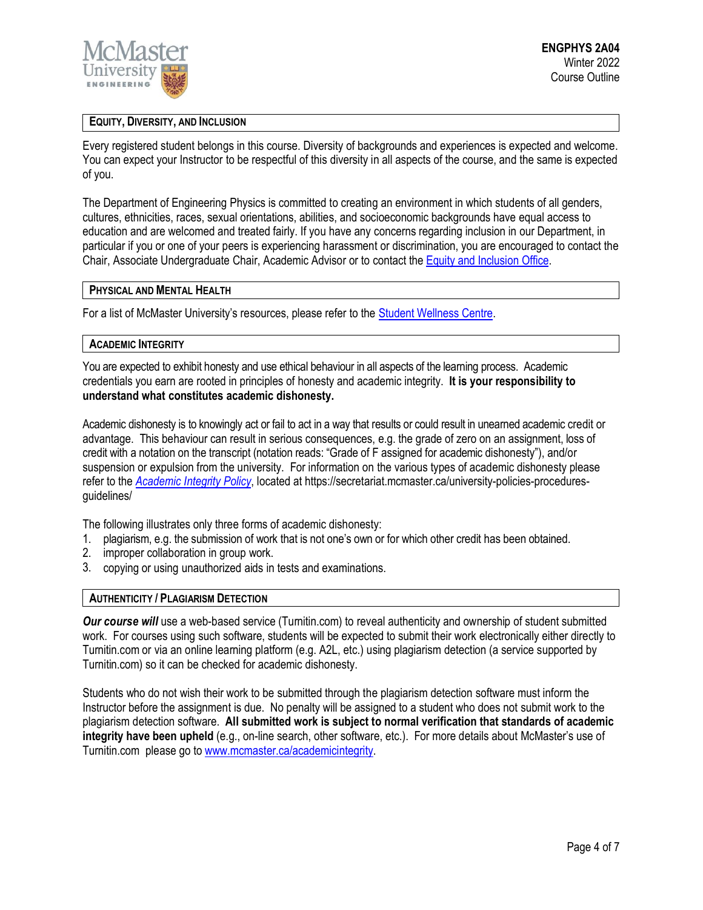## Equity, Diversity, and Inclusion

Every registered student belongs in this course. Diversity of backgrounds and experiences is expected and welcome. You can expect your Instructor to be respectful of this diversity in all aspects of the course, and the same is expected of you.

The Department of Engineering Physics is committed to creating an environment in which students of all genders, cultures, ethnicities, races, sexual orientations, abilities, and socioeconomic backgrounds have equal access to education and are welcomed and treated fairly. If you have any concerns regarding inclusion in our Department, in particular if you or one of your peers is experiencing harassment or discrimination, you are encouraged to contact the Chair, Associate Undergraduate Chair, Academic Advisor or to contact the Equity and Inclusion Office.

## Physical and Mental Health

For a list of McMaster University's resources, please refer to the Student Wellness Centre.

## Academic Integrity

You are expected to exhibit honesty and use ethical behaviour in all aspects of the learning process. Academic credentials you earn are rooted in principles of honesty and academic integrity. **It is your responsibility to understand what constitutes academic dishonesty.**

Academic dishonesty is to knowingly act or fail to act in a way that results or could result in unearned academic credit or advantage. This behaviour can result in serious consequences, e.g. the grade of zero on an assignment, loss of credit with a notation on the transcript (notation reads: "Grade of F assigned for academic dishonesty"), and/or suspension or expulsion from the university. For information on the various types of academic dishonesty please refer to the *Academic Integrity Policy*, located at https://secretariat.mcmaster.ca/university-policies-procedures-guidelines/

The following illustrates only three forms of academic dishonesty:

1. plagiarism, e.g. the submission of work that is not one's own or for which other credit has been obtained.
2. improper collaboration in group work.
3. copying or using unauthorized aids in tests and examinations.

## Authenticity / Plagiarism Detection

***Our course will*** use a web-based service (Turnitin.com) to reveal authenticity and ownership of student submitted work. For courses using such software, students will be expected to submit their work electronically either directly to Turnitin.com or via an online learning platform (e.g. A2L, etc.) using plagiarism detection (a service supported by Turnitin.com) so it can be checked for academic dishonesty.

Students who do not wish their work to be submitted through the plagiarism detection software must inform the Instructor before the assignment is due. No penalty will be assigned to a student who does not submit work to the plagiarism detection software. **All submitted work is subject to normal verification that standards of academic integrity have been upheld** (e.g., on-line search, other software, etc.). For more details about McMaster's use of Turnitin.com please go to www.mcmaster.ca/academicintegrity.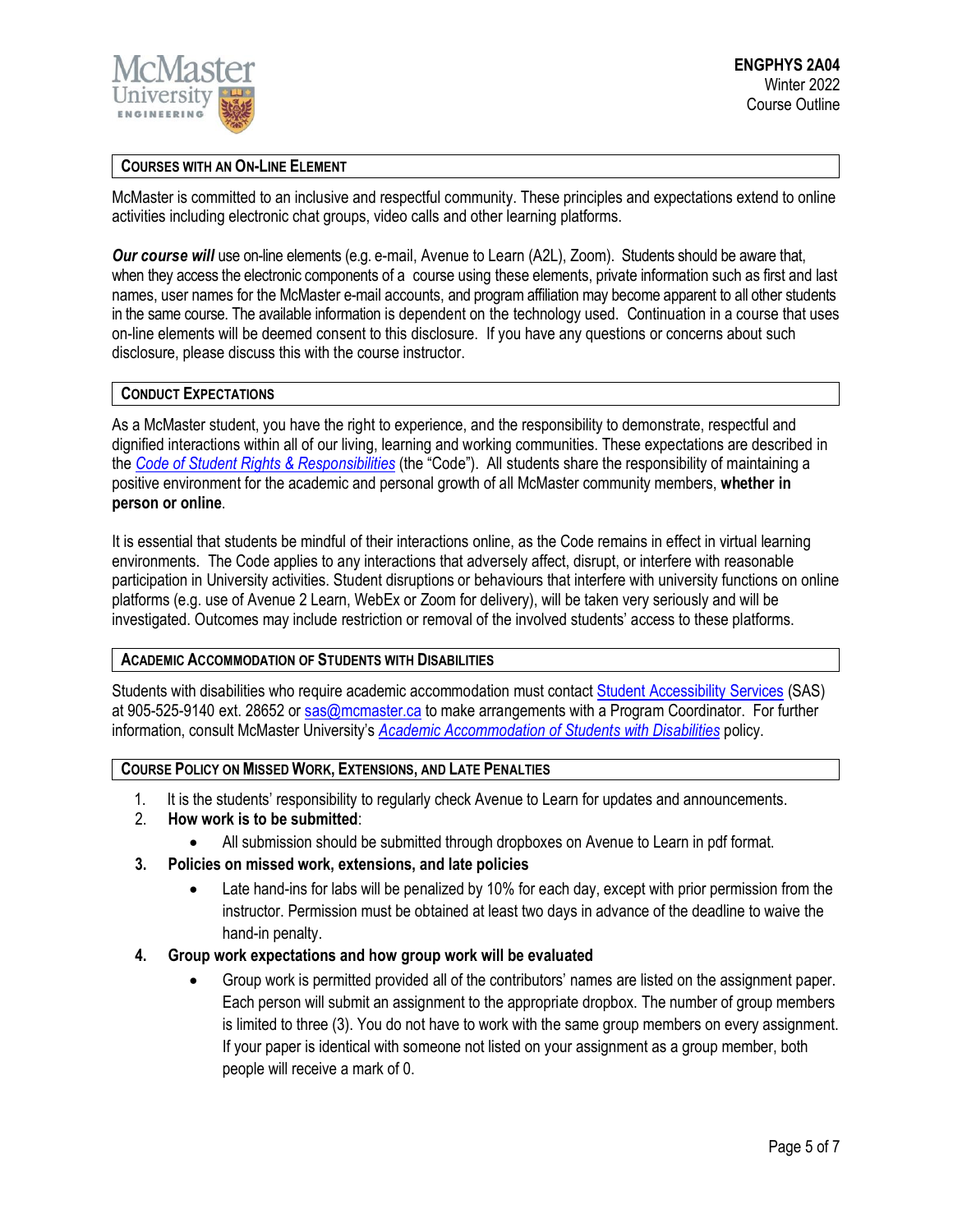## Courses with an On-Line Element

McMaster is committed to an inclusive and respectful community. These principles and expectations extend to online activities including electronic chat groups, video calls and other learning platforms.

***Our course will*** use on-line elements (e.g. e-mail, Avenue to Learn (A2L), Zoom). Students should be aware that, when they access the electronic components of a course using these elements, private information such as first and last names, user names for the McMaster e-mail accounts, and program affiliation may become apparent to all other students in the same course. The available information is dependent on the technology used. Continuation in a course that uses on-line elements will be deemed consent to this disclosure. If you have any questions or concerns about such disclosure, please discuss this with the course instructor.

## Conduct Expectations

As a McMaster student, you have the right to experience, and the responsibility to demonstrate, respectful and dignified interactions within all of our living, learning and working communities. These expectations are described in the *Code of Student Rights & Responsibilities* (the "Code"). All students share the responsibility of maintaining a positive environment for the academic and personal growth of all McMaster community members, **whether in person or online**.

It is essential that students be mindful of their interactions online, as the Code remains in effect in virtual learning environments. The Code applies to any interactions that adversely affect, disrupt, or interfere with reasonable participation in University activities. Student disruptions or behaviours that interfere with university functions on online platforms (e.g. use of Avenue 2 Learn, WebEx or Zoom for delivery), will be taken very seriously and will be investigated. Outcomes may include restriction or removal of the involved students' access to these platforms.

## Academic Accommodation of Students with Disabilities

Students with disabilities who require academic accommodation must contact Student Accessibility Services (SAS) at 905-525-9140 ext. 28652 or sas@mcmaster.ca to make arrangements with a Program Coordinator. For further information, consult McMaster University's *Academic Accommodation of Students with Disabilities* policy.

## Course Policy on Missed Work, Extensions, and Late Penalties

1. It is the students' responsibility to regularly check Avenue to Learn for updates and announcements.
2. **How work is to be submitted**:
   - All submission should be submitted through dropboxes on Avenue to Learn in pdf format.
3. **Policies on missed work, extensions, and late policies**
   - Late hand-ins for labs will be penalized by 10% for each day, except with prior permission from the instructor. Permission must be obtained at least two days in advance of the deadline to waive the hand-in penalty.
4. **Group work expectations and how group work will be evaluated**
   - Group work is permitted provided all of the contributors' names are listed on the assignment paper. Each person will submit an assignment to the appropriate dropbox. The number of group members is limited to three (3). You do not have to work with the same group members on every assignment. If your paper is identical with someone not listed on your assignment as a group member, both people will receive a mark of 0.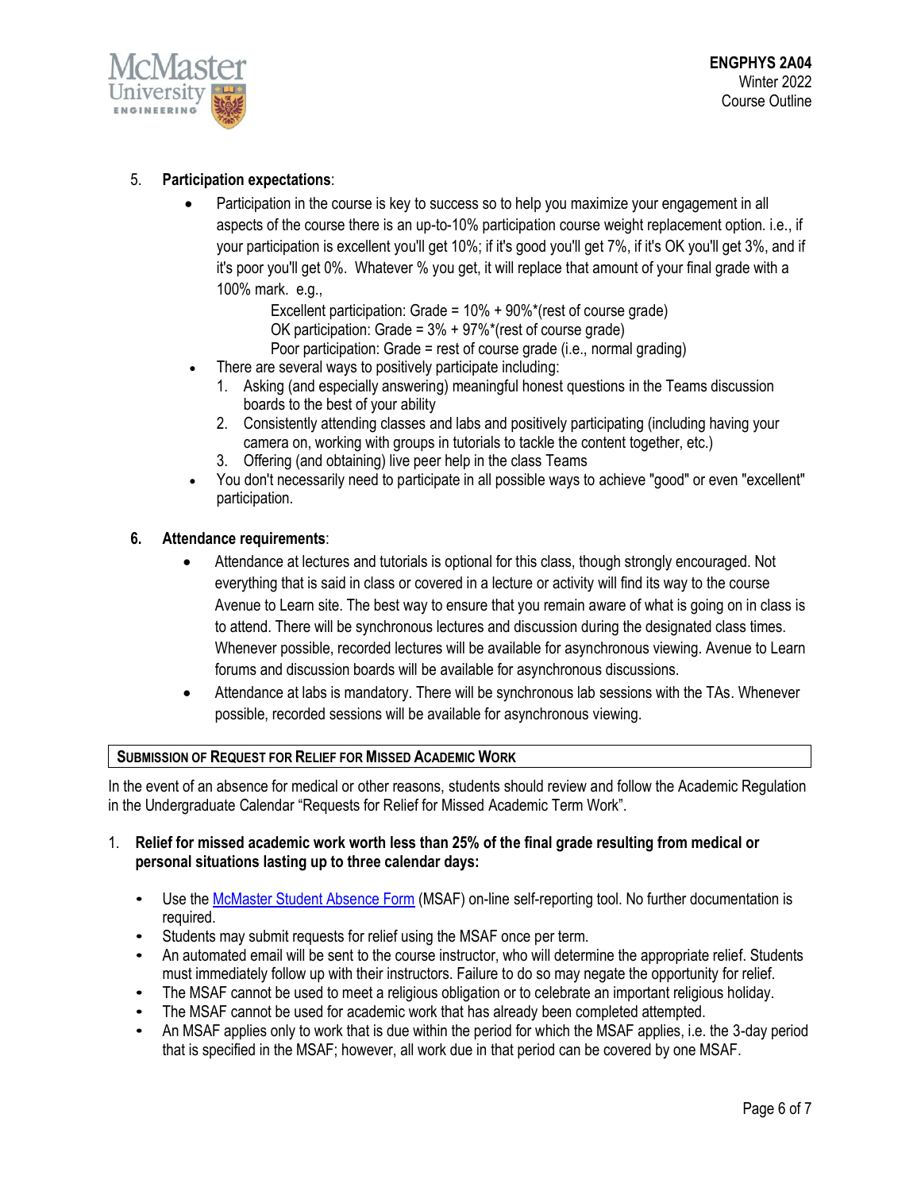5. **Participation expectations**:
   - Participation in the course is key to success so to help you maximize your engagement in all aspects of the course there is an up-to-10% participation course weight replacement option. i.e., if your participation is excellent you'll get 10%; if it's good you'll get 7%, if it's OK you'll get 3%, and if it's poor you'll get 0%. Whatever % you get, it will replace that amount of your final grade with a 100% mark. e.g.,

     Excellent participation: Grade = 10% + 90%*(rest of course grade)
     OK participation: Grade = 3% + 97%*(rest of course grade)
     Poor participation: Grade = rest of course grade (i.e., normal grading)
   - There are several ways to positively participate including:
     1. Asking (and especially answering) meaningful honest questions in the Teams discussion boards to the best of your ability
     2. Consistently attending classes and labs and positively participating (including having your camera on, working with groups in tutorials to tackle the content together, etc.)
     3. Offering (and obtaining) live peer help in the class Teams
   - You don't necessarily need to participate in all possible ways to achieve "good" or even "excellent" participation.

6. **Attendance requirements**:
   - Attendance at lectures and tutorials is optional for this class, though strongly encouraged. Not everything that is said in class or covered in a lecture or activity will find its way to the course Avenue to Learn site. The best way to ensure that you remain aware of what is going on in class is to attend. There will be synchronous lectures and discussion during the designated class times. Whenever possible, recorded lectures will be available for asynchronous viewing. Avenue to Learn forums and discussion boards will be available for asynchronous discussions.
   - Attendance at labs is mandatory. There will be synchronous lab sessions with the TAs. Whenever possible, recorded sessions will be available for asynchronous viewing.

## Submission of Request for Relief for Missed Academic Work

In the event of an absence for medical or other reasons, students should review and follow the Academic Regulation in the Undergraduate Calendar "Requests for Relief for Missed Academic Term Work".

1. **Relief for missed academic work worth less than 25% of the final grade resulting from medical or personal situations lasting up to three calendar days:**

   - Use the McMaster Student Absence Form (MSAF) on-line self-reporting tool. No further documentation is required.
   - Students may submit requests for relief using the MSAF once per term.
   - An automated email will be sent to the course instructor, who will determine the appropriate relief. Students must immediately follow up with their instructors. Failure to do so may negate the opportunity for relief.
   - The MSAF cannot be used to meet a religious obligation or to celebrate an important religious holiday.
   - The MSAF cannot be used for academic work that has already been completed attempted.
   - An MSAF applies only to work that is due within the period for which the MSAF applies, i.e. the 3-day period that is specified in the MSAF; however, all work due in that period can be covered by one MSAF.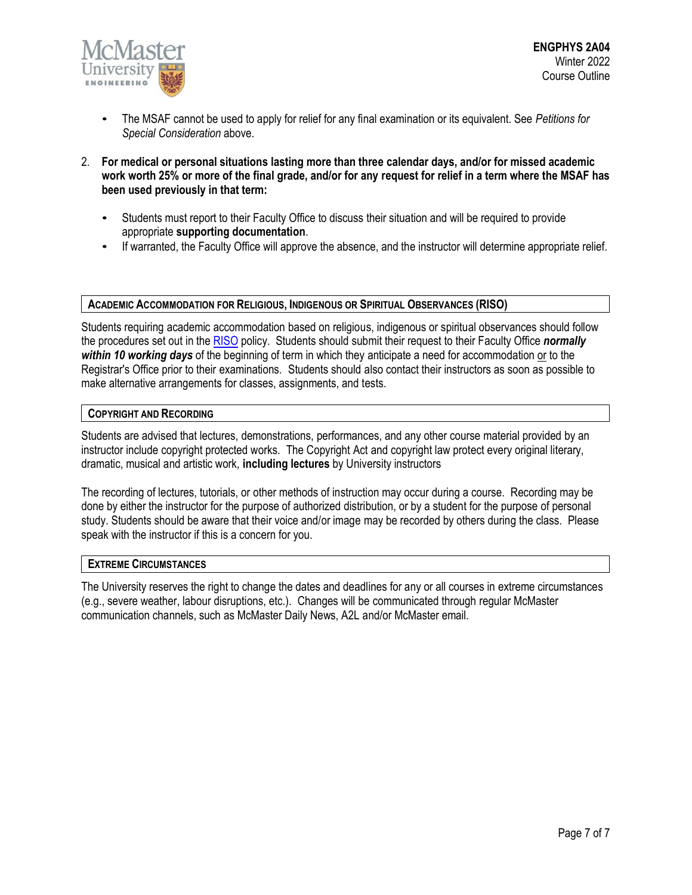- The MSAF cannot be used to apply for relief for any final examination or its equivalent. See *Petitions for Special Consideration* above.

2. **For medical or personal situations lasting more than three calendar days, and/or for missed academic work worth 25% or more of the final grade, and/or for any request for relief in a term where the MSAF has been used previously in that term:**

   - Students must report to their Faculty Office to discuss their situation and will be required to provide appropriate **supporting documentation**.
   - If warranted, the Faculty Office will approve the absence, and the instructor will determine appropriate relief.

## Academic Accommodation for Religious, Indigenous or Spiritual Observances (RISO)

Students requiring academic accommodation based on religious, indigenous or spiritual observances should follow the procedures set out in the RISO policy. Students should submit their request to their Faculty Office ***normally within 10 working days*** of the beginning of term in which they anticipate a need for accommodation or to the Registrar's Office prior to their examinations. Students should also contact their instructors as soon as possible to make alternative arrangements for classes, assignments, and tests.

## Copyright and Recording

Students are advised that lectures, demonstrations, performances, and any other course material provided by an instructor include copyright protected works. The Copyright Act and copyright law protect every original literary, dramatic, musical and artistic work, **including lectures** by University instructors

The recording of lectures, tutorials, or other methods of instruction may occur during a course. Recording may be done by either the instructor for the purpose of authorized distribution, or by a student for the purpose of personal study. Students should be aware that their voice and/or image may be recorded by others during the class. Please speak with the instructor if this is a concern for you.

## Extreme Circumstances

The University reserves the right to change the dates and deadlines for any or all courses in extreme circumstances (e.g., severe weather, labour disruptions, etc.). Changes will be communicated through regular McMaster communication channels, such as McMaster Daily News, A2L and/or McMaster email.